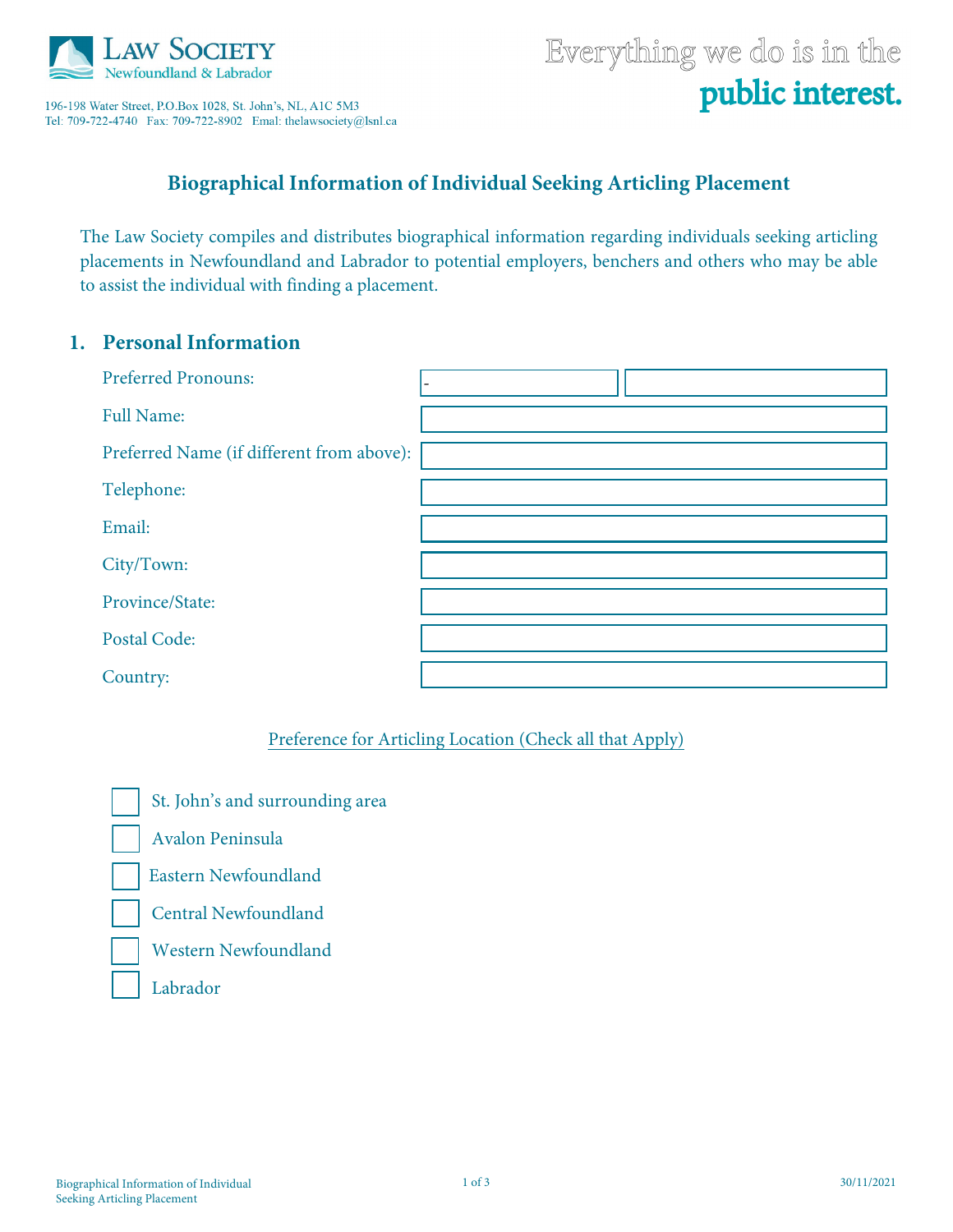Law Society Newfoundland & Labrador

196-198 Water Street, P.O.Box 1028, St. John's, NL, A1C 5M3
Tel: 709-722-4740 Fax: 709-722-8902 Email: thelawsociety@lsnl.ca

Everything we do is in the **public interest.**

# Biographical Information of Individual Seeking Articling Placement

The Law Society compiles and distributes biographical information regarding individuals seeking articling placements in Newfoundland and Labrador to potential employers, benchers and others who may be able to assist the individual with finding a placement.

## 1. Personal Information

Preferred Pronouns: -

Full Name:

Preferred Name (if different from above):

Telephone:

Email:

City/Town:

Province/State:

Postal Code:

Country:

Preference for Articling Location (Check all that Apply)

- [ ] St. John's and surrounding area
- [ ] Avalon Peninsula
- [ ] Eastern Newfoundland
- [ ] Central Newfoundland
- [ ] Western Newfoundland
- [ ] Labrador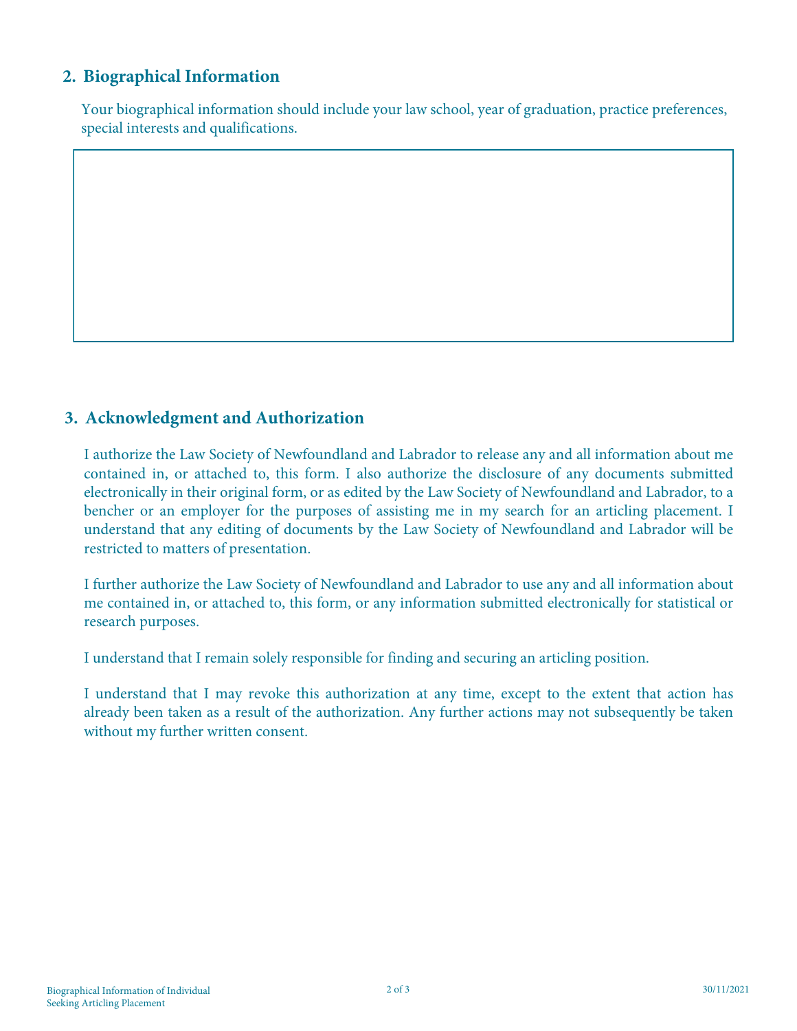## 2. Biographical Information

Your biographical information should include your law school, year of graduation, practice preferences, special interests and qualifications.

## 3. Acknowledgment and Authorization

I authorize the Law Society of Newfoundland and Labrador to release any and all information about me contained in, or attached to, this form. I also authorize the disclosure of any documents submitted electronically in their original form, or as edited by the Law Society of Newfoundland and Labrador, to a bencher or an employer for the purposes of assisting me in my search for an articling placement. I understand that any editing of documents by the Law Society of Newfoundland and Labrador will be restricted to matters of presentation.

I further authorize the Law Society of Newfoundland and Labrador to use any and all information about me contained in, or attached to, this form, or any information submitted electronically for statistical or research purposes.

I understand that I remain solely responsible for finding and securing an articling position.

I understand that I may revoke this authorization at any time, except to the extent that action has already been taken as a result of the authorization. Any further actions may not subsequently be taken without my further written consent.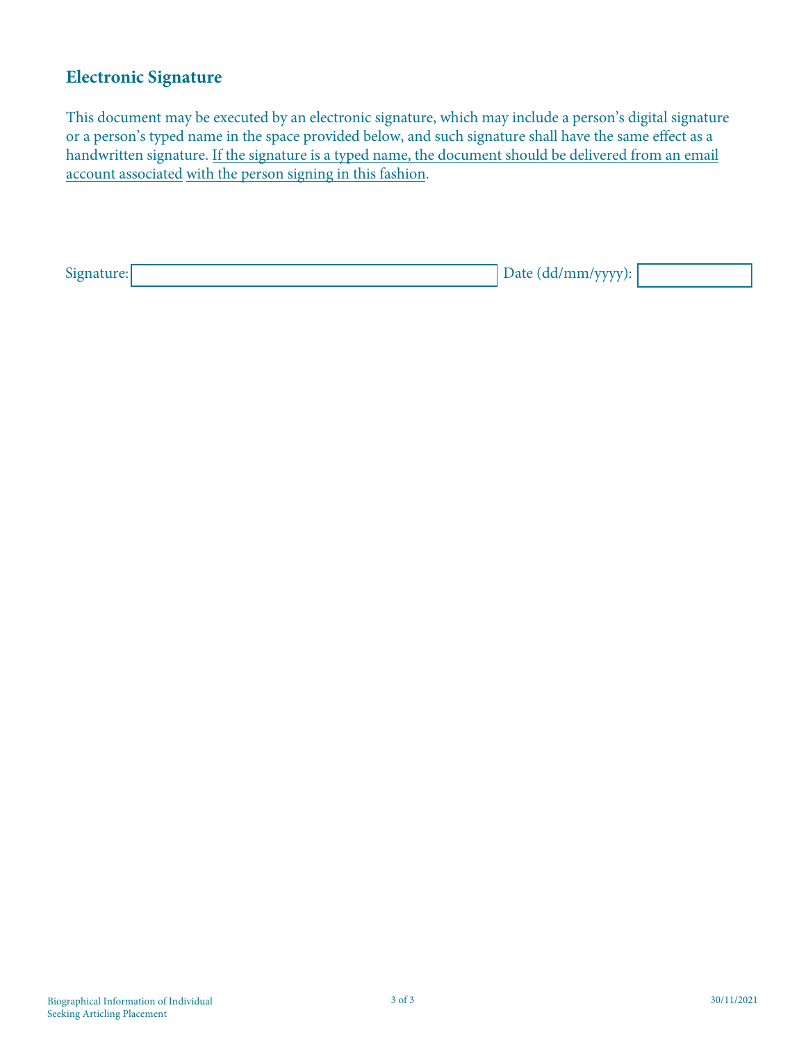## Electronic Signature

This document may be executed by an electronic signature, which may include a person's digital signature or a person's typed name in the space provided below, and such signature shall have the same effect as a handwritten signature. <u>If the signature is a typed name, the document should be delivered from an email account associated with the person signing in this fashion</u>.

Signature: ______________________ Date (dd/mm/yyyy): __________